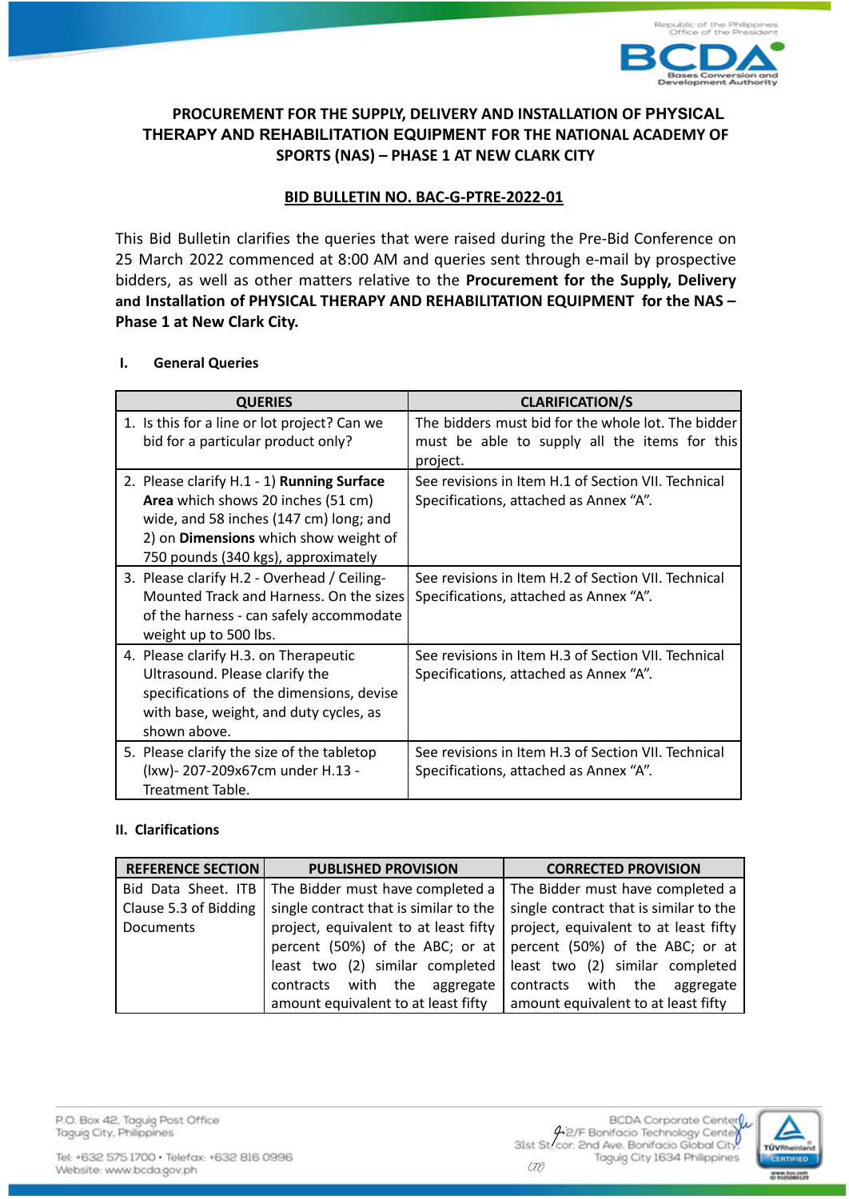# PROCUREMENT FOR THE SUPPLY, DELIVERY AND INSTALLATION OF PHYSICAL THERAPY AND REHABILITATION EQUIPMENT FOR THE NATIONAL ACADEMY OF SPORTS (NAS) – PHASE 1 AT NEW CLARK CITY

## BID BULLETIN NO. BAC-G-PTRE-2022-01

This Bid Bulletin clarifies the queries that were raised during the Pre-Bid Conference on 25 March 2022 commenced at 8:00 AM and queries sent through e-mail by prospective bidders, as well as other matters relative to the **Procurement for the Supply, Delivery and Installation of PHYSICAL THERAPY AND REHABILITATION EQUIPMENT for the NAS – Phase 1 at New Clark City.**

### I. General Queries

| QUERIES | CLARIFICATION/S |
|---|---|
| 1. Is this for a line or lot project? Can we bid for a particular product only? | The bidders must bid for the whole lot. The bidder must be able to supply all the items for this project. |
| 2. Please clarify H.1 - 1) **Running Surface Area** which shows 20 inches (51 cm) wide, and 58 inches (147 cm) long; and 2) on **Dimensions** which show weight of 750 pounds (340 kgs), approximately | See revisions in Item H.1 of Section VII. Technical Specifications, attached as Annex "A". |
| 3. Please clarify H.2 - Overhead / Ceiling-Mounted Track and Harness. On the sizes of the harness - can safely accommodate weight up to 500 lbs. | See revisions in Item H.2 of Section VII. Technical Specifications, attached as Annex "A". |
| 4. Please clarify H.3. on Therapeutic Ultrasound. Please clarify the specifications of the dimensions, devise with base, weight, and duty cycles, as shown above. | See revisions in Item H.3 of Section VII. Technical Specifications, attached as Annex "A". |
| 5. Please clarify the size of the tabletop (lxw)- 207-209x67cm under H.13 - Treatment Table. | See revisions in Item H.3 of Section VII. Technical Specifications, attached as Annex "A". |

### II. Clarifications

| REFERENCE SECTION | PUBLISHED PROVISION | CORRECTED PROVISION |
|---|---|---|
| Bid Data Sheet. ITB Clause 5.3 of Bidding Documents | The Bidder must have completed a single contract that is similar to the project, equivalent to at least fifty percent (50%) of the ABC; or at least two (2) similar completed contracts with the aggregate amount equivalent to at least fifty | The Bidder must have completed a single contract that is similar to the project, equivalent to at least fifty percent (50%) of the ABC; or at least two (2) similar completed contracts with the aggregate amount equivalent to at least fifty |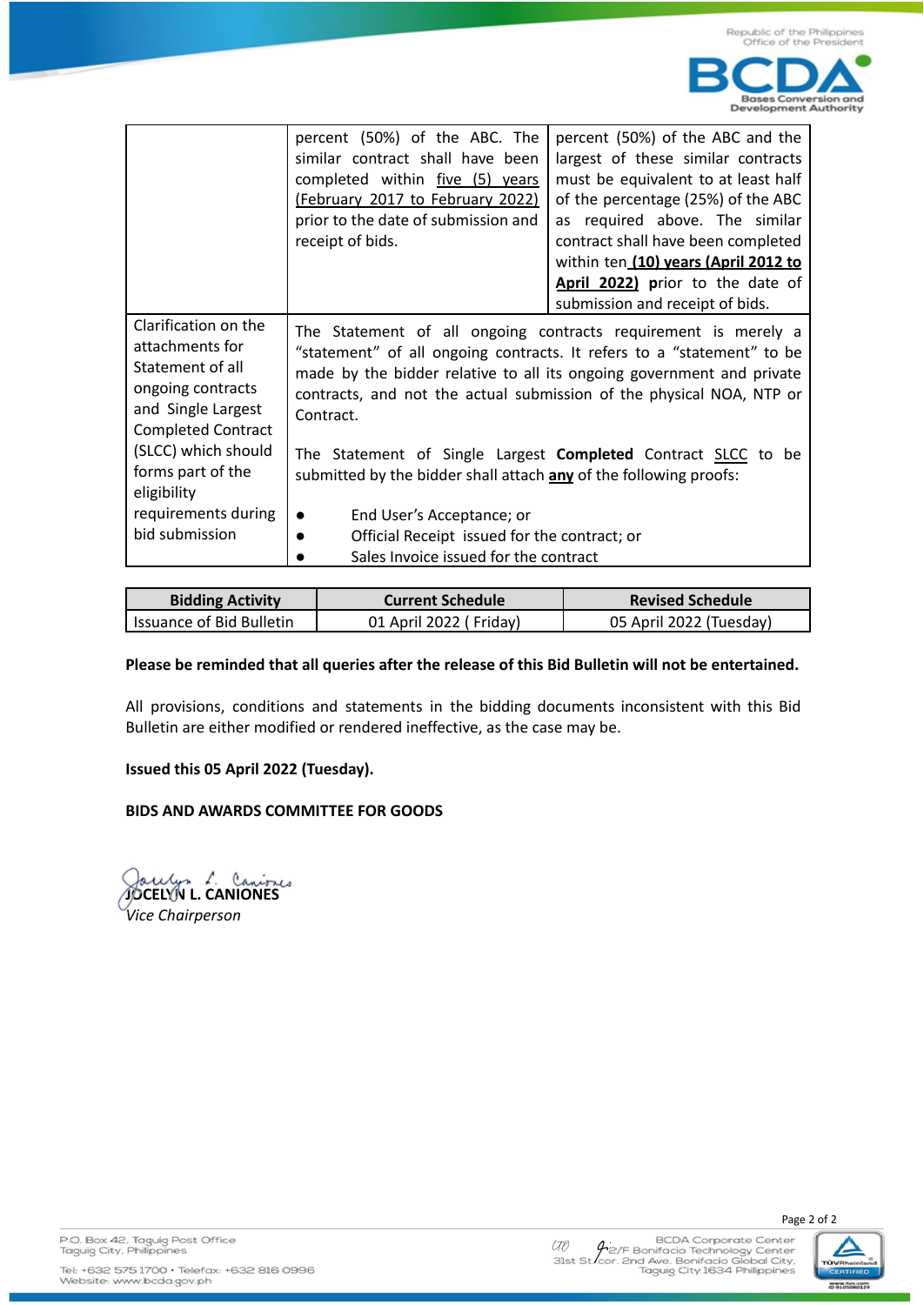| | | |
|---|---|---|
| | percent (50%) of the ABC. The similar contract shall have been completed within <u>five (5) years (February 2017 to February 2022)</u> prior to the date of submission and receipt of bids. | percent (50%) of the ABC and the largest of these similar contracts must be equivalent to at least half of the percentage (25%) of the ABC as required above. The similar contract shall have been completed within ten **<u>(10) years (April 2012 to April 2022)</u>** **p**rior to the date of submission and receipt of bids. |
| Clarification on the attachments for Statement of all ongoing contracts and Single Largest Completed Contract (SLCC) which should forms part of the eligibility requirements during bid submission | The Statement of all ongoing contracts requirement is merely a "statement" of all ongoing contracts. It refers to a "statement" to be made by the bidder relative to all its ongoing government and private contracts, and not the actual submission of the physical NOA, NTP or Contract.<br><br>The Statement of Single Largest **Completed** Contract <u>SLCC</u> to be submitted by the bidder shall attach **<u>any</u>** of the following proofs:<br><br>• End User's Acceptance; or<br>• Official Receipt issued for the contract; or<br>• Sales Invoice issued for the contract | |

| Bidding Activity | Current Schedule | Revised Schedule |
|---|---|---|
| Issuance of Bid Bulletin | 01 April 2022 ( Friday) | 05 April 2022 (Tuesday) |

**Please be reminded that all queries after the release of this Bid Bulletin will not be entertained.**

All provisions, conditions and statements in the bidding documents inconsistent with this Bid Bulletin are either modified or rendered ineffective, as the case may be.

**Issued this 05 April 2022 (Tuesday).**

**BIDS AND AWARDS COMMITTEE FOR GOODS**

**JOCELYN L. CANIONES**
*Vice Chairperson*